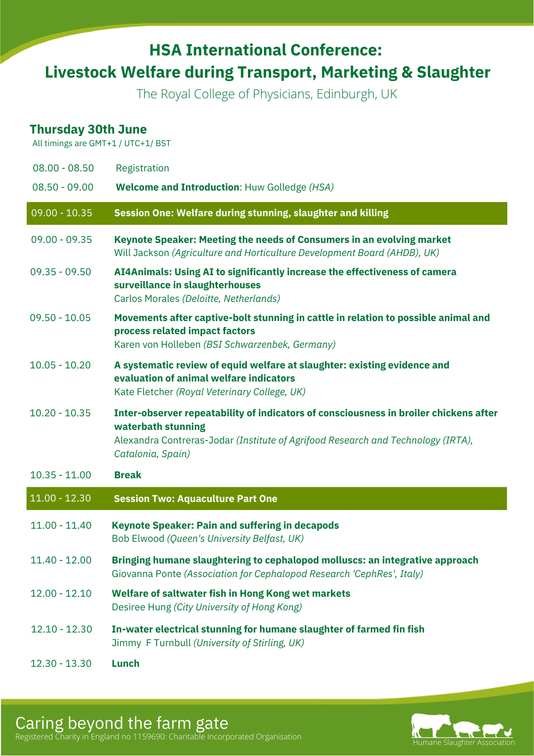# HSA International Conference: Livestock Welfare during Transport, Marketing & Slaughter

The Royal College of Physicians, Edinburgh, UK

## Thursday 30th June

All timings are GMT+1 / UTC+1/ BST

| | |
|---|---|
| 08.00 - 08.50 | Registration |
| 08.50 - 09.00 | **Welcome and Introduction**: Huw Golledge *(HSA)* |
| **09.00 - 10.35** | **Session One: Welfare during stunning, slaughter and killing** |
| 09.00 - 09.35 | **Keynote Speaker: Meeting the needs of Consumers in an evolving market**<br>Will Jackson *(Agriculture and Horticulture Development Board (AHDB), UK)* |
| 09.35 - 09.50 | **AI4Animals: Using AI to significantly increase the effectiveness of camera surveillance in slaughterhouses**<br>Carlos Morales *(Deloitte, Netherlands)* |
| 09.50 - 10.05 | **Movements after captive-bolt stunning in cattle in relation to possible animal and process related impact factors**<br>Karen von Holleben *(BSI Schwarzenbek, Germany)* |
| 10.05 - 10.20 | **A systematic review of equid welfare at slaughter: existing evidence and evaluation of animal welfare indicators**<br>Kate Fletcher *(Royal Veterinary College, UK)* |
| 10.20 - 10.35 | **Inter-observer repeatability of indicators of consciousness in broiler chickens after waterbath stunning**<br>Alexandra Contreras-Jodar *(Institute of Agrifood Research and Technology (IRTA), Catalonia, Spain)* |
| 10.35 - 11.00 | **Break** |
| **11.00 - 12.30** | **Session Two: Aquaculture Part One** |
| 11.00 - 11.40 | **Keynote Speaker: Pain and suffering in decapods**<br>Bob Elwood *(Queen's University Belfast, UK)* |
| 11.40 - 12.00 | **Bringing humane slaughtering to cephalopod molluscs: an integrative approach**<br>Giovanna Ponte *(Association for Cephalopod Research 'CephRes', Italy)* |
| 12.00 - 12.10 | **Welfare of saltwater fish in Hong Kong wet markets**<br>Desiree Hung *(City University of Hong Kong)* |
| 12.10 - 12.30 | **In-water electrical stunning for humane slaughter of farmed fin fish**<br>Jimmy F Turnbull *(University of Stirling, UK)* |
| 12.30 - 13.30 | **Lunch** |

Caring beyond the farm gate

Registered Charity in England no 1159690: Charitable Incorporated Organisation

Humane Slaughter Association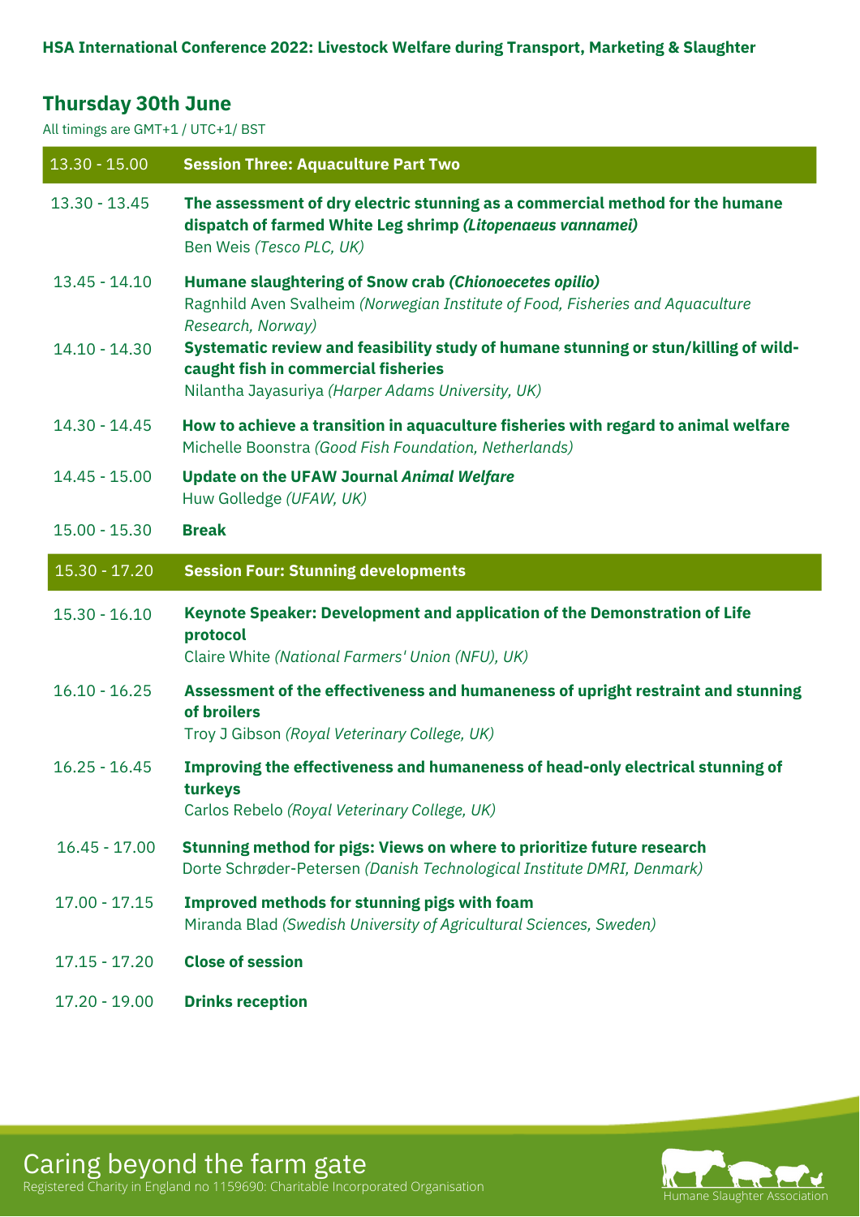**HSA International Conference 2022: Livestock Welfare during Transport, Marketing & Slaughter**

## Thursday 30th June

All timings are GMT+1 / UTC+1/ BST

| 13.30 - 15.00 | **Session Three: Aquaculture Part Two** |
|---|---|
| 13.30 - 13.45 | **The assessment of dry electric stunning as a commercial method for the humane dispatch of farmed White Leg shrimp *(Litopenaeus vannamei)***<br>Ben Weis *(Tesco PLC, UK)* |
| 13.45 - 14.10 | **Humane slaughtering of Snow crab *(Chionoecetes opilio)***<br>Ragnhild Aven Svalheim *(Norwegian Institute of Food, Fisheries and Aquaculture Research, Norway)* |
| 14.10 - 14.30 | **Systematic review and feasibility study of humane stunning or stun/killing of wild-caught fish in commercial fisheries**<br>Nilantha Jayasuriya *(Harper Adams University, UK)* |
| 14.30 - 14.45 | **How to achieve a transition in aquaculture fisheries with regard to animal welfare**<br>Michelle Boonstra *(Good Fish Foundation, Netherlands)* |
| 14.45 - 15.00 | **Update on the UFAW Journal *Animal Welfare***<br>Huw Golledge *(UFAW, UK)* |
| 15.00 - 15.30 | **Break** |

| 15.30 - 17.20 | **Session Four: Stunning developments** |
|---|---|
| 15.30 - 16.10 | **Keynote Speaker: Development and application of the Demonstration of Life protocol**<br>Claire White *(National Farmers' Union (NFU), UK)* |
| 16.10 - 16.25 | **Assessment of the effectiveness and humaneness of upright restraint and stunning of broilers**<br>Troy J Gibson *(Royal Veterinary College, UK)* |
| 16.25 - 16.45 | **Improving the effectiveness and humaneness of head-only electrical stunning of turkeys**<br>Carlos Rebelo *(Royal Veterinary College, UK)* |
| 16.45 - 17.00 | **Stunning method for pigs: Views on where to prioritize future research**<br>Dorte Schrøder-Petersen *(Danish Technological Institute DMRI, Denmark)* |
| 17.00 - 17.15 | **Improved methods for stunning pigs with foam**<br>Miranda Blad *(Swedish University of Agricultural Sciences, Sweden)* |
| 17.15 - 17.20 | **Close of session** |
| 17.20 - 19.00 | **Drinks reception** |

Caring beyond the farm gate
Registered Charity in England no 1159690: Charitable Incorporated Organisation

Humane Slaughter Association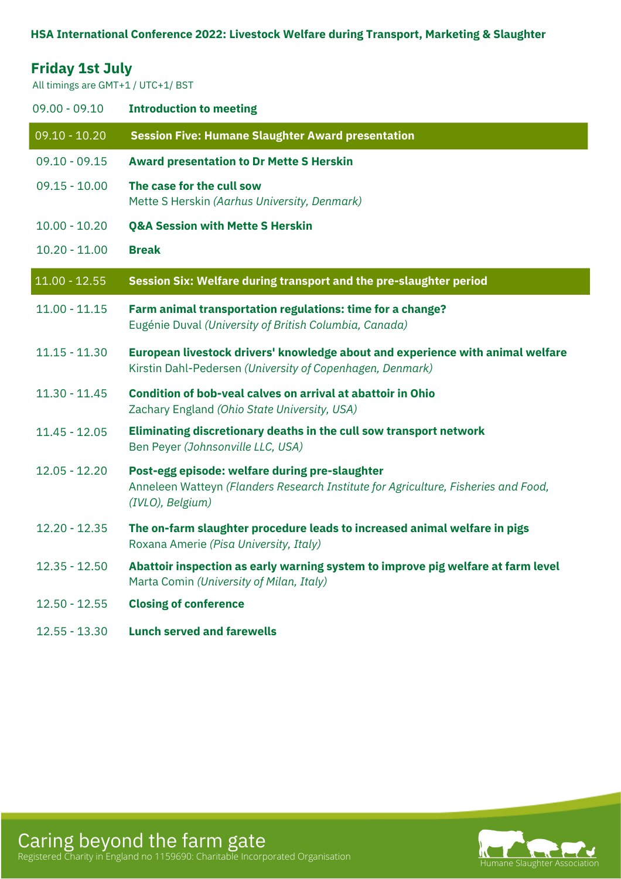## Friday 1st July

All timings are GMT+1 / UTC+1/ BST

| | |
|---|---|
| 09.00 - 09.10 | **Introduction to meeting** |
| 09.10 - 10.20 | **Session Five: Humane Slaughter Award presentation** |
| 09.10 - 09.15 | **Award presentation to Dr Mette S Herskin** |
| 09.15 - 10.00 | **The case for the cull sow**<br>Mette S Herskin *(Aarhus University, Denmark)* |
| 10.00 - 10.20 | **Q&A Session with Mette S Herskin** |
| 10.20 - 11.00 | **Break** |
| 11.00 - 12.55 | **Session Six: Welfare during transport and the pre-slaughter period** |
| 11.00 - 11.15 | **Farm animal transportation regulations: time for a change?**<br>Eugénie Duval *(University of British Columbia, Canada)* |
| 11.15 - 11.30 | **European livestock drivers' knowledge about and experience with animal welfare**<br>Kirstin Dahl-Pedersen *(University of Copenhagen, Denmark)* |
| 11.30 - 11.45 | **Condition of bob-veal calves on arrival at abattoir in Ohio**<br>Zachary England *(Ohio State University, USA)* |
| 11.45 - 12.05 | **Eliminating discretionary deaths in the cull sow transport network**<br>Ben Peyer *(Johnsonville LLC, USA)* |
| 12.05 - 12.20 | **Post-egg episode: welfare during pre-slaughter**<br>Anneleen Watteyn *(Flanders Research Institute for Agriculture, Fisheries and Food, (IVLO), Belgium)* |
| 12.20 - 12.35 | **The on-farm slaughter procedure leads to increased animal welfare in pigs**<br>Roxana Amerie *(Pisa University, Italy)* |
| 12.35 - 12.50 | **Abattoir inspection as early warning system to improve pig welfare at farm level**<br>Marta Comin *(University of Milan, Italy)* |
| 12.50 - 12.55 | **Closing of conference** |
| 12.55 - 13.30 | **Lunch served and farewells** |

Caring beyond the farm gate
Registered Charity in England no 1159690: Charitable Incorporated Organisation

Humane Slaughter Association